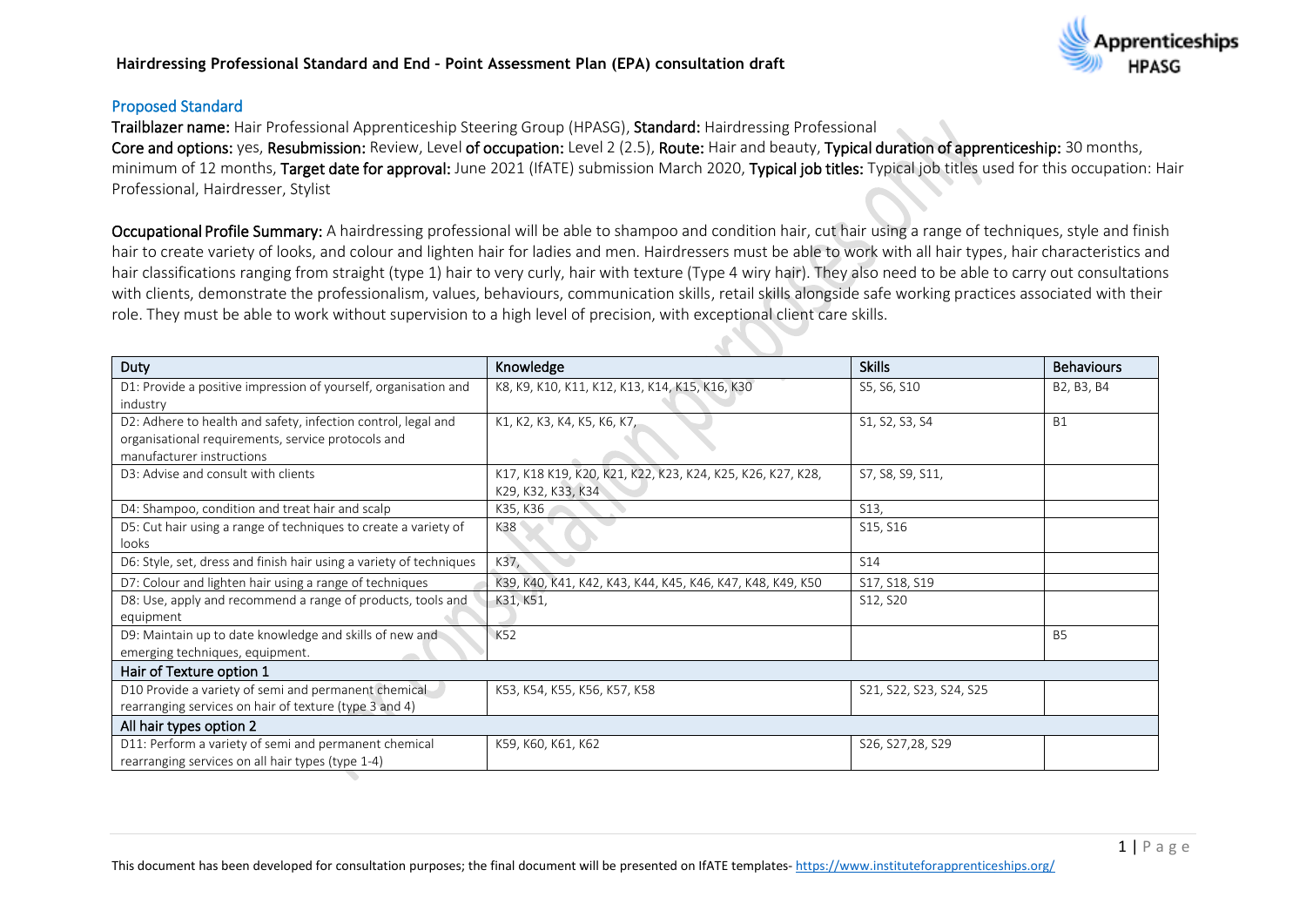## Proposed Standard

**Trailblazer name:** Hair Professional Apprenticeship Steering Group (HPASG), **Standard:** Hairdressing Professional
**Core and options:** yes, **Resubmission:** Review, **Level of occupation:** Level 2 (2.5), **Route:** Hair and beauty, **Typical duration of apprenticeship:** 30 months, minimum of 12 months, **Target date for approval:** June 2021 (IfATE) submission March 2020, **Typical job titles:** Typical job titles used for this occupation: Hair Professional, Hairdresser, Stylist

**Occupational Profile Summary:** A hairdressing professional will be able to shampoo and condition hair, cut hair using a range of techniques, style and finish hair to create variety of looks, and colour and lighten hair for ladies and men. Hairdressers must be able to work with all hair types, hair characteristics and hair classifications ranging from straight (type 1) hair to very curly, hair with texture (Type 4 wiry hair). They also need to be able to carry out consultations with clients, demonstrate the professionalism, values, behaviours, communication skills, retail skills alongside safe working practices associated with their role. They must be able to work without supervision to a high level of precision, with exceptional client care skills.

| Duty | Knowledge | Skills | Behaviours |
|---|---|---|---|
| D1: Provide a positive impression of yourself, organisation and industry | K8, K9, K10, K11, K12, K13, K14, K15, K16, K30 | S5, S6, S10 | B2, B3, B4 |
| D2: Adhere to health and safety, infection control, legal and organisational requirements, service protocols and manufacturer instructions | K1, K2, K3, K4, K5, K6, K7, | S1, S2, S3, S4 | B1 |
| D3: Advise and consult with clients | K17, K18 K19, K20, K21, K22, K23, K24, K25, K26, K27, K28, K29, K32, K33, K34 | S7, S8, S9, S11, | |
| D4: Shampoo, condition and treat hair and scalp | K35, K36 | S13, | |
| D5: Cut hair using a range of techniques to create a variety of looks | K38 | S15, S16 | |
| D6: Style, set, dress and finish hair using a variety of techniques | K37, | S14 | |
| D7: Colour and lighten hair using a range of techniques | K39, K40, K41, K42, K43, K44, K45, K46, K47, K48, K49, K50 | S17, S18, S19 | |
| D8: Use, apply and recommend a range of products, tools and equipment | K31, K51, | S12, S20 | |
| D9: Maintain up to date knowledge and skills of new and emerging techniques, equipment. | K52 | | B5 |
| **Hair of Texture option 1** | | | |
| D10 Provide a variety of semi and permanent chemical rearranging services on hair of texture (type 3 and 4) | K53, K54, K55, K56, K57, K58 | S21, S22, S23, S24, S25 | |
| **All hair types option 2** | | | |
| D11: Perform a variety of semi and permanent chemical rearranging services on all hair types (type 1-4) | K59, K60, K61, K62 | S26, S27,28, S29 | |

This document has been developed for consultation purposes; the final document will be presented on IfATE templates- https://www.instituteforapprenticeships.org/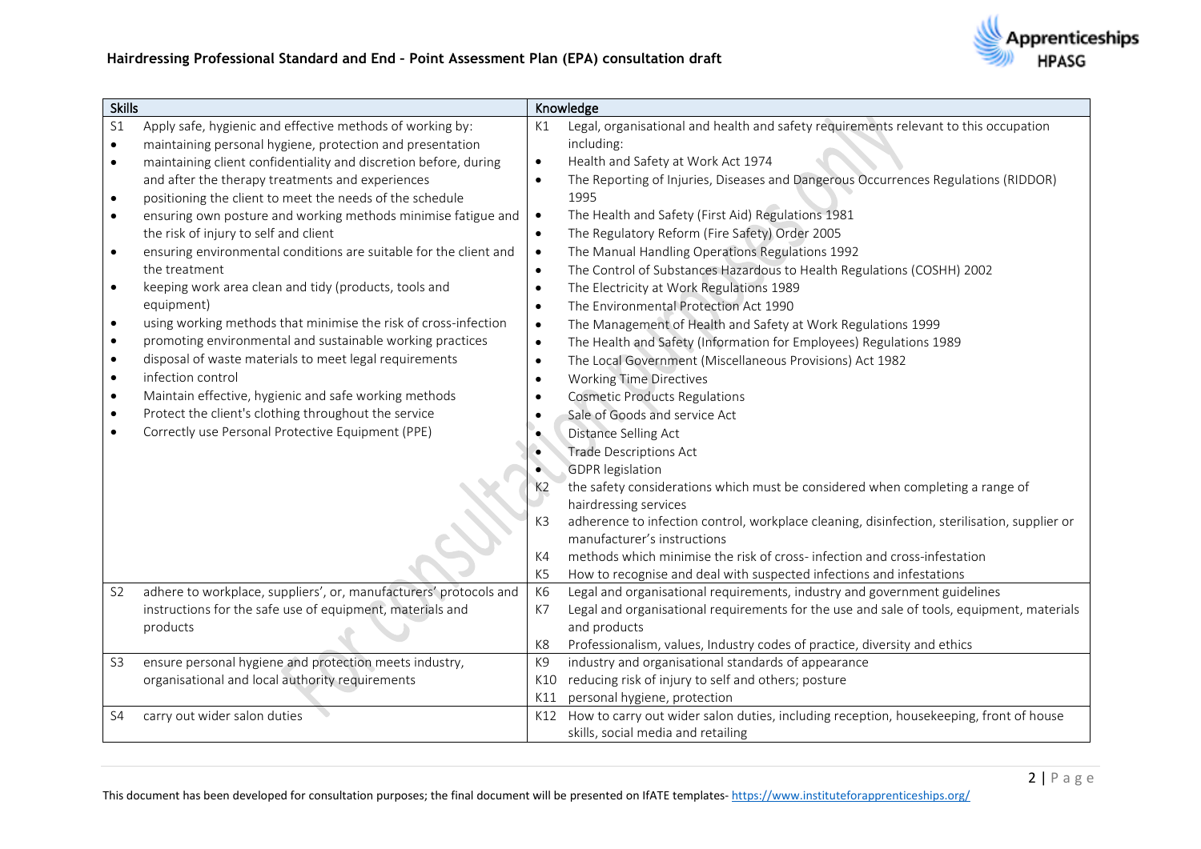| Skills | | Knowledge | |
|---|---|---|---|
| S1 | Apply safe, hygienic and effective methods of working by:<br>• maintaining personal hygiene, protection and presentation<br>• maintaining client confidentiality and discretion before, during and after the therapy treatments and experiences<br>• positioning the client to meet the needs of the schedule<br>• ensuring own posture and working methods minimise fatigue and the risk of injury to self and client<br>• ensuring environmental conditions are suitable for the client and the treatment<br>• keeping work area clean and tidy (products, tools and equipment)<br>• using working methods that minimise the risk of cross-infection<br>• promoting environmental and sustainable working practices<br>• disposal of waste materials to meet legal requirements<br>• infection control<br>• Maintain effective, hygienic and safe working methods<br>• Protect the client's clothing throughout the service<br>• Correctly use Personal Protective Equipment (PPE) | K1 | Legal, organisational and health and safety requirements relevant to this occupation including:<br>• Health and Safety at Work Act 1974<br>• The Reporting of Injuries, Diseases and Dangerous Occurrences Regulations (RIDDOR) 1995<br>• The Health and Safety (First Aid) Regulations 1981<br>• The Regulatory Reform (Fire Safety) Order 2005<br>• The Manual Handling Operations Regulations 1992<br>• The Control of Substances Hazardous to Health Regulations (COSHH) 2002<br>• The Electricity at Work Regulations 1989<br>• The Environmental Protection Act 1990<br>• The Management of Health and Safety at Work Regulations 1999<br>• The Health and Safety (Information for Employees) Regulations 1989<br>• The Local Government (Miscellaneous Provisions) Act 1982<br>• Working Time Directives<br>• Cosmetic Products Regulations<br>• Sale of Goods and service Act<br>• Distance Selling Act<br>• Trade Descriptions Act<br>• GDPR legislation |
| | | K2 | the safety considerations which must be considered when completing a range of hairdressing services |
| | | K3 | adherence to infection control, workplace cleaning, disinfection, sterilisation, supplier or manufacturer's instructions |
| | | K4 | methods which minimise the risk of cross- infection and cross-infestation |
| | | K5 | How to recognise and deal with suspected infections and infestations |
| S2 | adhere to workplace, suppliers', or, manufacturers' protocols and instructions for the safe use of equipment, materials and products | K6 | Legal and organisational requirements, industry and government guidelines |
| | | K7 | Legal and organisational requirements for the use and sale of tools, equipment, materials and products |
| | | K8 | Professionalism, values, Industry codes of practice, diversity and ethics |
| S3 | ensure personal hygiene and protection meets industry, organisational and local authority requirements | K9 | industry and organisational standards of appearance |
| | | K10 | reducing risk of injury to self and others; posture |
| | | K11 | personal hygiene, protection |
| S4 | carry out wider salon duties | K12 | How to carry out wider salon duties, including reception, housekeeping, front of house skills, social media and retailing |

This document has been developed for consultation purposes; the final document will be presented on IfATE templates- https://www.instituteforapprenticeships.org/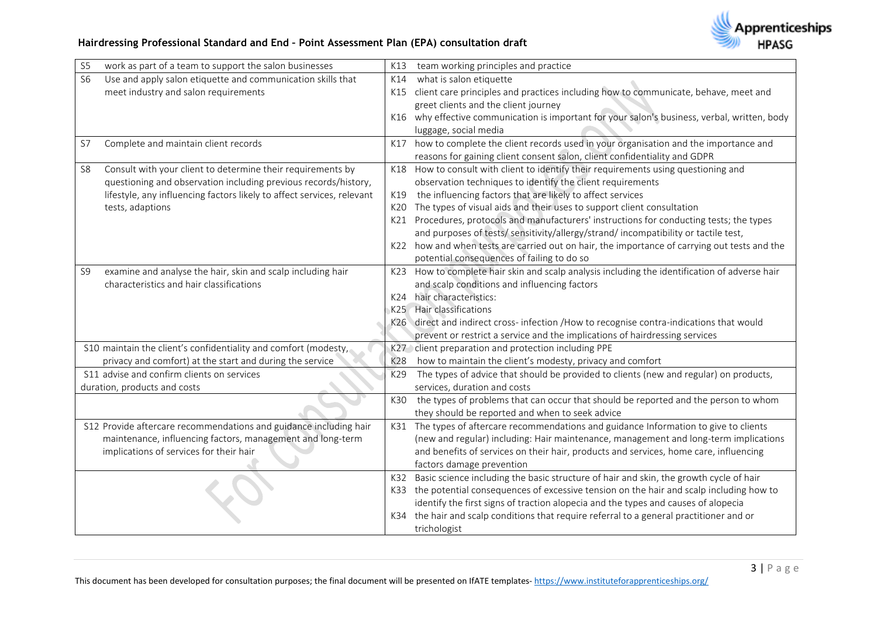| | |
|---|---|
| S5 work as part of a team to support the salon businesses | K13 team working principles and practice |
| S6 Use and apply salon etiquette and communication skills that meet industry and salon requirements | K14 what is salon etiquette<br>K15 client care principles and practices including how to communicate, behave, meet and greet clients and the client journey<br>K16 why effective communication is important for your salon's business, verbal, written, body luggage, social media |
| S7 Complete and maintain client records | K17 how to complete the client records used in your organisation and the importance and reasons for gaining client consent salon, client confidentiality and GDPR |
| S8 Consult with your client to determine their requirements by questioning and observation including previous records/history, lifestyle, any influencing factors likely to affect services, relevant tests, adaptions | K18 How to consult with client to identify their requirements using questioning and observation techniques to identify the client requirements<br>K19 the influencing factors that are likely to affect services<br>K20 The types of visual aids and their uses to support client consultation<br>K21 Procedures, protocols and manufacturers' instructions for conducting tests; the types and purposes of tests/ sensitivity/allergy/strand/ incompatibility or tactile test,<br>K22 how and when tests are carried out on hair, the importance of carrying out tests and the potential consequences of failing to do so |
| S9 examine and analyse the hair, skin and scalp including hair characteristics and hair classifications | K23 How to complete hair skin and scalp analysis including the identification of adverse hair and scalp conditions and influencing factors<br>K24 hair characteristics:<br>K25 Hair classifications<br>K26 direct and indirect cross- infection /How to recognise contra-indications that would prevent or restrict a service and the implications of hairdressing services |
| S10 maintain the client's confidentiality and comfort (modesty, privacy and comfort) at the start and during the service | K27 client preparation and protection including PPE<br>K28 how to maintain the client's modesty, privacy and comfort |
| S11 advise and confirm clients on services duration, products and costs | K29 The types of advice that should be provided to clients (new and regular) on products, services, duration and costs |
| | K30 the types of problems that can occur that should be reported and the person to whom they should be reported and when to seek advice |
| S12 Provide aftercare recommendations and guidance including hair maintenance, influencing factors, management and long-term implications of services for their hair | K31 The types of aftercare recommendations and guidance Information to give to clients (new and regular) including: Hair maintenance, management and long-term implications and benefits of services on their hair, products and services, home care, influencing factors damage prevention |
| | K32 Basic science including the basic structure of hair and skin, the growth cycle of hair<br>K33 the potential consequences of excessive tension on the hair and scalp including how to identify the first signs of traction alopecia and the types and causes of alopecia<br>K34 the hair and scalp conditions that require referral to a general practitioner and or trichologist |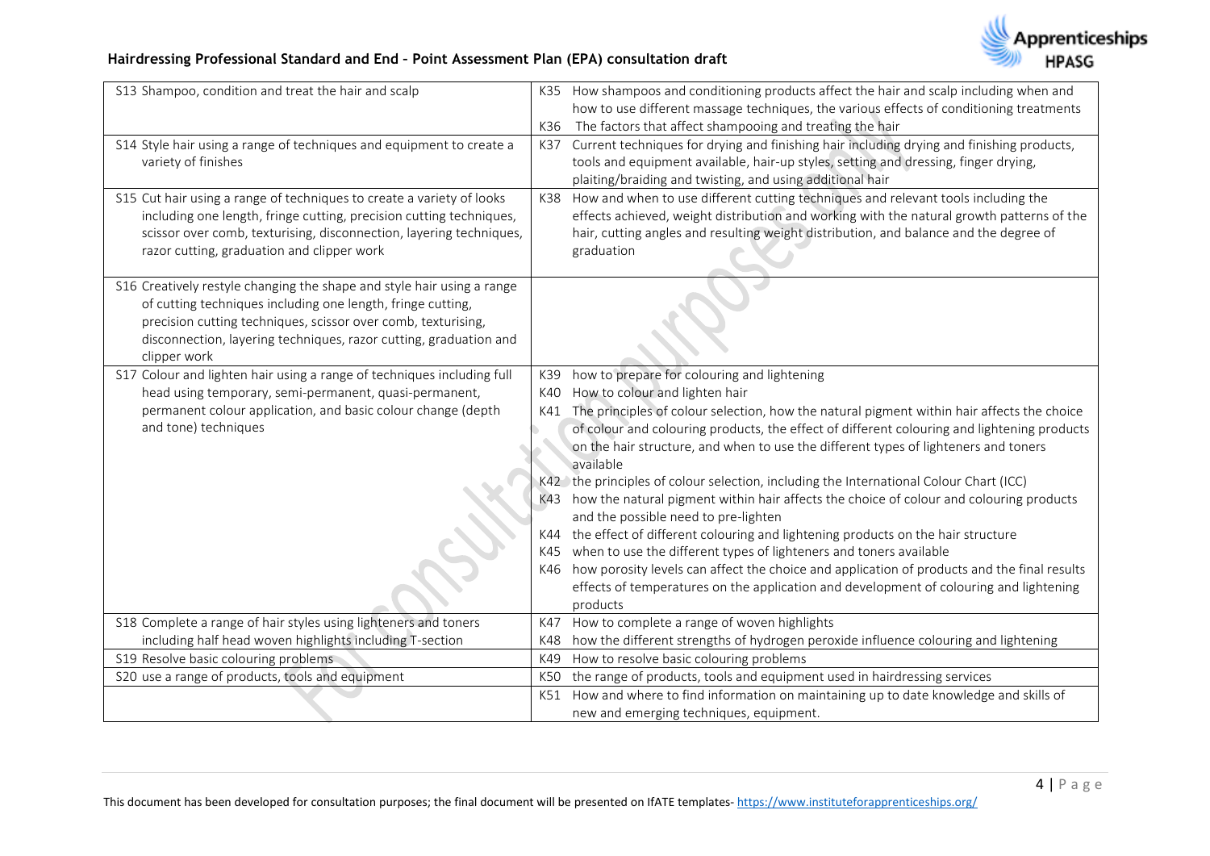| | |
|---|---|
| S13 Shampoo, condition and treat the hair and scalp | K35 How shampoos and conditioning products affect the hair and scalp including when and how to use different massage techniques, the various effects of conditioning treatments<br>K36 The factors that affect shampooing and treating the hair |
| S14 Style hair using a range of techniques and equipment to create a variety of finishes | K37 Current techniques for drying and finishing hair including drying and finishing products, tools and equipment available, hair-up styles, setting and dressing, finger drying, plaiting/braiding and twisting, and using additional hair |
| S15 Cut hair using a range of techniques to create a variety of looks including one length, fringe cutting, precision cutting techniques, scissor over comb, texturising, disconnection, layering techniques, razor cutting, graduation and clipper work | K38 How and when to use different cutting techniques and relevant tools including the effects achieved, weight distribution and working with the natural growth patterns of the hair, cutting angles and resulting weight distribution, and balance and the degree of graduation |
| S16 Creatively restyle changing the shape and style hair using a range of cutting techniques including one length, fringe cutting, precision cutting techniques, scissor over comb, texturising, disconnection, layering techniques, razor cutting, graduation and clipper work | |
| S17 Colour and lighten hair using a range of techniques including full head using temporary, semi-permanent, quasi-permanent, permanent colour application, and basic colour change (depth and tone) techniques | K39 how to prepare for colouring and lightening<br>K40 How to colour and lighten hair<br>K41 The principles of colour selection, how the natural pigment within hair affects the choice of colour and colouring products, the effect of different colouring and lightening products on the hair structure, and when to use the different types of lighteners and toners available<br>K42 the principles of colour selection, including the International Colour Chart (ICC)<br>K43 how the natural pigment within hair affects the choice of colour and colouring products and the possible need to pre-lighten<br>K44 the effect of different colouring and lightening products on the hair structure<br>K45 when to use the different types of lighteners and toners available<br>K46 how porosity levels can affect the choice and application of products and the final results effects of temperatures on the application and development of colouring and lightening products |
| S18 Complete a range of hair styles using lighteners and toners including half head woven highlights including T-section | K47 How to complete a range of woven highlights<br>K48 how the different strengths of hydrogen peroxide influence colouring and lightening |
| S19 Resolve basic colouring problems | K49 How to resolve basic colouring problems |
| S20 use a range of products, tools and equipment | K50 the range of products, tools and equipment used in hairdressing services |
| | K51 How and where to find information on maintaining up to date knowledge and skills of new and emerging techniques, equipment. |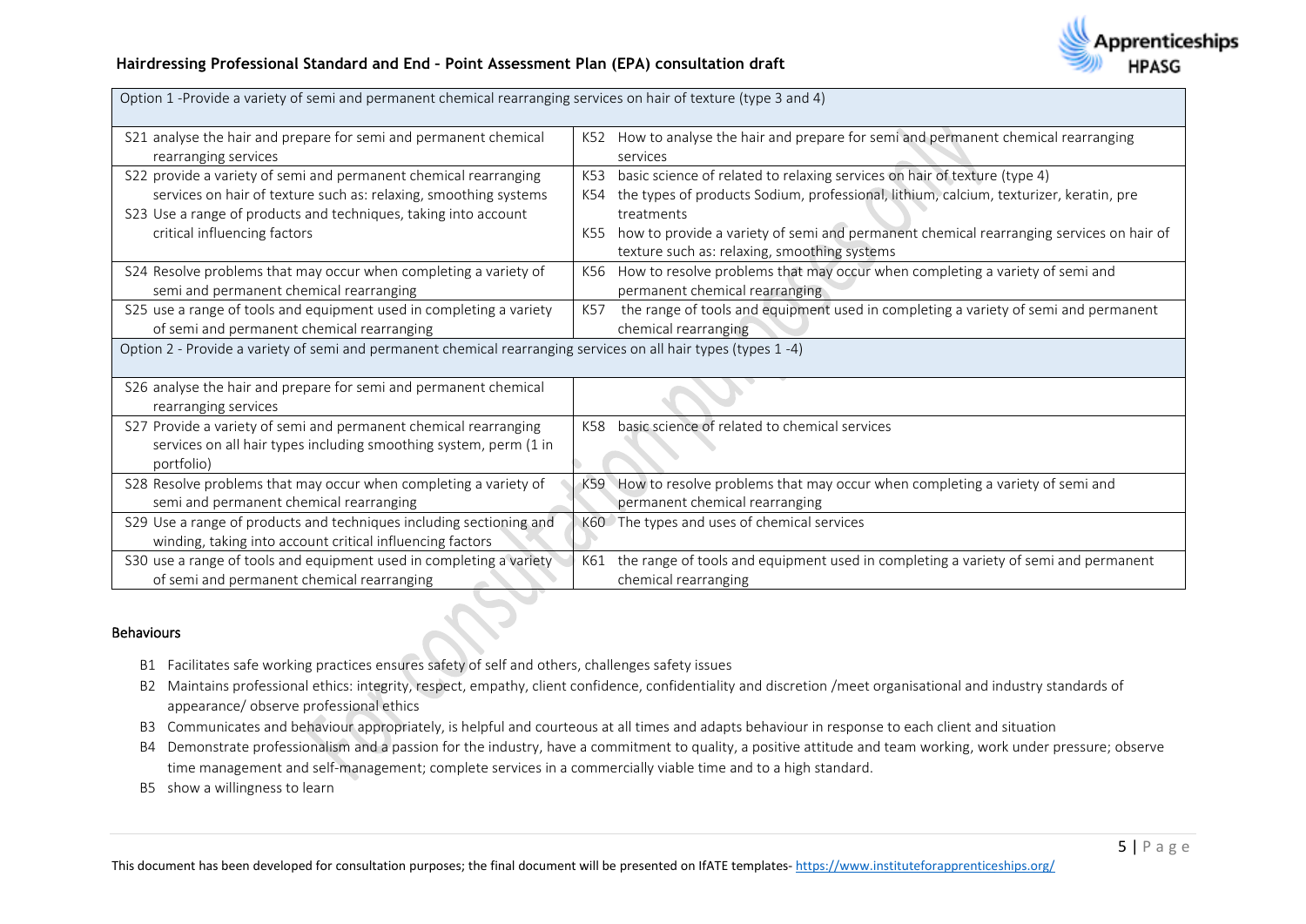| Option 1 -Provide a variety of semi and permanent chemical rearranging services on hair of texture (type 3 and 4) | |
|---|---|
| S21 analyse the hair and prepare for semi and permanent chemical rearranging services | K52 How to analyse the hair and prepare for semi and permanent chemical rearranging services |
| S22 provide a variety of semi and permanent chemical rearranging services on hair of texture such as: relaxing, smoothing systems<br>S23 Use a range of products and techniques, taking into account critical influencing factors | K53 basic science of related to relaxing services on hair of texture (type 4)<br>K54 the types of products Sodium, professional, lithium, calcium, texturizer, keratin, pre treatments<br>K55 how to provide a variety of semi and permanent chemical rearranging services on hair of texture such as: relaxing, smoothing systems |
| S24 Resolve problems that may occur when completing a variety of semi and permanent chemical rearranging | K56 How to resolve problems that may occur when completing a variety of semi and permanent chemical rearranging |
| S25 use a range of tools and equipment used in completing a variety of semi and permanent chemical rearranging | K57 the range of tools and equipment used in completing a variety of semi and permanent chemical rearranging |
| Option 2 - Provide a variety of semi and permanent chemical rearranging services on all hair types (types 1 -4) | |
| S26 analyse the hair and prepare for semi and permanent chemical rearranging services | |
| S27 Provide a variety of semi and permanent chemical rearranging services on all hair types including smoothing system, perm (1 in portfolio) | K58 basic science of related to chemical services |
| S28 Resolve problems that may occur when completing a variety of semi and permanent chemical rearranging | K59 How to resolve problems that may occur when completing a variety of semi and permanent chemical rearranging |
| S29 Use a range of products and techniques including sectioning and winding, taking into account critical influencing factors | K60 The types and uses of chemical services |
| S30 use a range of tools and equipment used in completing a variety of semi and permanent chemical rearranging | K61 the range of tools and equipment used in completing a variety of semi and permanent chemical rearranging |

## Behaviours

- B1 Facilitates safe working practices ensures safety of self and others, challenges safety issues
- B2 Maintains professional ethics: integrity, respect, empathy, client confidence, confidentiality and discretion /meet organisational and industry standards of appearance/ observe professional ethics
- B3 Communicates and behaviour appropriately, is helpful and courteous at all times and adapts behaviour in response to each client and situation
- B4 Demonstrate professionalism and a passion for the industry, have a commitment to quality, a positive attitude and team working, work under pressure; observe time management and self-management; complete services in a commercially viable time and to a high standard.
- B5 show a willingness to learn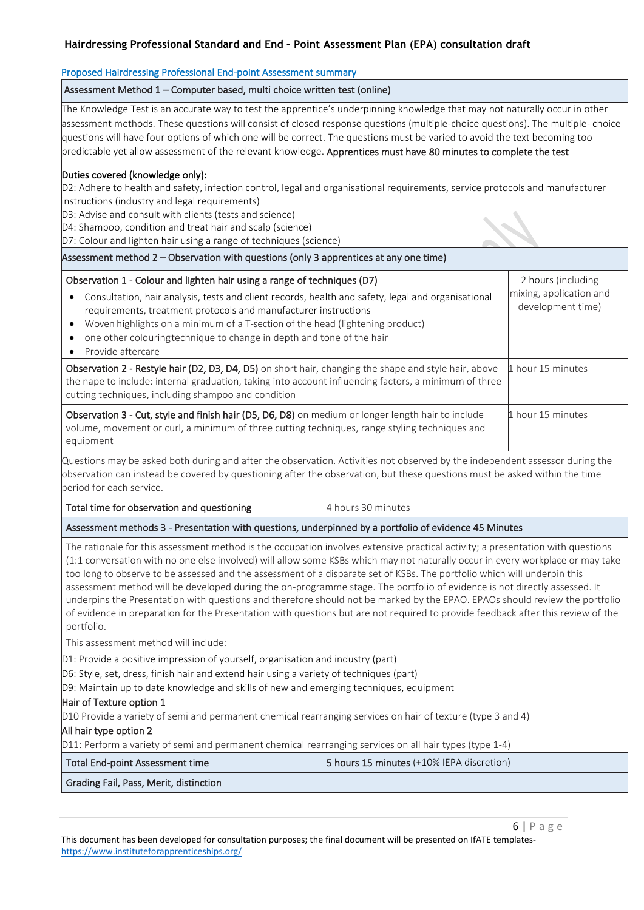## Hairdressing Professional Standard and End - Point Assessment Plan (EPA) consultation draft

### Proposed Hairdressing Professional End-point Assessment summary

**Assessment Method 1 – Computer based, multi choice written test (online)**

The Knowledge Test is an accurate way to test the apprentice's underpinning knowledge that may not naturally occur in other assessment methods. These questions will consist of closed response questions (multiple-choice questions). The multiple- choice questions will have four options of which one will be correct. The questions must be varied to avoid the text becoming too predictable yet allow assessment of the relevant knowledge. **Apprentices must have 80 minutes to complete the test**

Duties covered (knowledge only):

D2: Adhere to health and safety, infection control, legal and organisational requirements, service protocols and manufacturer instructions (industry and legal requirements)
D3: Advise and consult with clients (tests and science)
D4: Shampoo, condition and treat hair and scalp (science)
D7: Colour and lighten hair using a range of techniques (science)

**Assessment method 2 – Observation with questions (only 3 apprentices at any one time)**

| | |
|---|---|
| **Observation 1 - Colour and lighten hair using a range of techniques (D7)**<br>• Consultation, hair analysis, tests and client records, health and safety, legal and organisational requirements, treatment protocols and manufacturer instructions<br>• Woven highlights on a minimum of a T-section of the head (lightening product)<br>• one other colouringtechnique to change in depth and tone of the hair<br>• Provide aftercare | 2 hours (including mixing, application and development time) |
| **Observation 2 - Restyle hair (D2, D3, D4, D5)** on short hair, changing the shape and style hair, above the nape to include: internal graduation, taking into account influencing factors, a minimum of three cutting techniques, including shampoo and condition | 1 hour 15 minutes |
| **Observation 3 - Cut, style and finish hair (D5, D6, D8)** on medium or longer length hair to include volume, movement or curl, a minimum of three cutting techniques, range styling techniques and equipment | 1 hour 15 minutes |

Questions may be asked both during and after the observation. Activities not observed by the independent assessor during the observation can instead be covered by questioning after the observation, but these questions must be asked within the time period for each service.

| | |
|---|---|
| Total time for observation and questioning | 4 hours 30 minutes |

**Assessment methods 3 - Presentation with questions, underpinned by a portfolio of evidence 45 Minutes**

The rationale for this assessment method is the occupation involves extensive practical activity; a presentation with questions (1:1 conversation with no one else involved) will allow some KSBs which may not naturally occur in every workplace or may take too long to observe to be assessed and the assessment of a disparate set of KSBs. The portfolio which will underpin this assessment method will be developed during the on-programme stage. The portfolio of evidence is not directly assessed. It underpins the Presentation with questions and therefore should not be marked by the EPAO. EPAOs should review the portfolio of evidence in preparation for the Presentation with questions but are not required to provide feedback after this review of the portfolio.

This assessment method will include:

D1: Provide a positive impression of yourself, organisation and industry (part)
D6: Style, set, dress, finish hair and extend hair using a variety of techniques (part)
D9: Maintain up to date knowledge and skills of new and emerging techniques, equipment

Hair of Texture option 1

D10 Provide a variety of semi and permanent chemical rearranging services on hair of texture (type 3 and 4)

All hair type option 2

D11: Perform a variety of semi and permanent chemical rearranging services on all hair types (type 1-4)

| | |
|---|---|
| Total End-point Assessment time | **5 hours 15 minutes** (+10% IEPA discretion) |

Grading Fail, Pass, Merit, distinction

This document has been developed for consultation purposes; the final document will be presented on IfATE templates- https://www.instituteforapprenticeships.org/